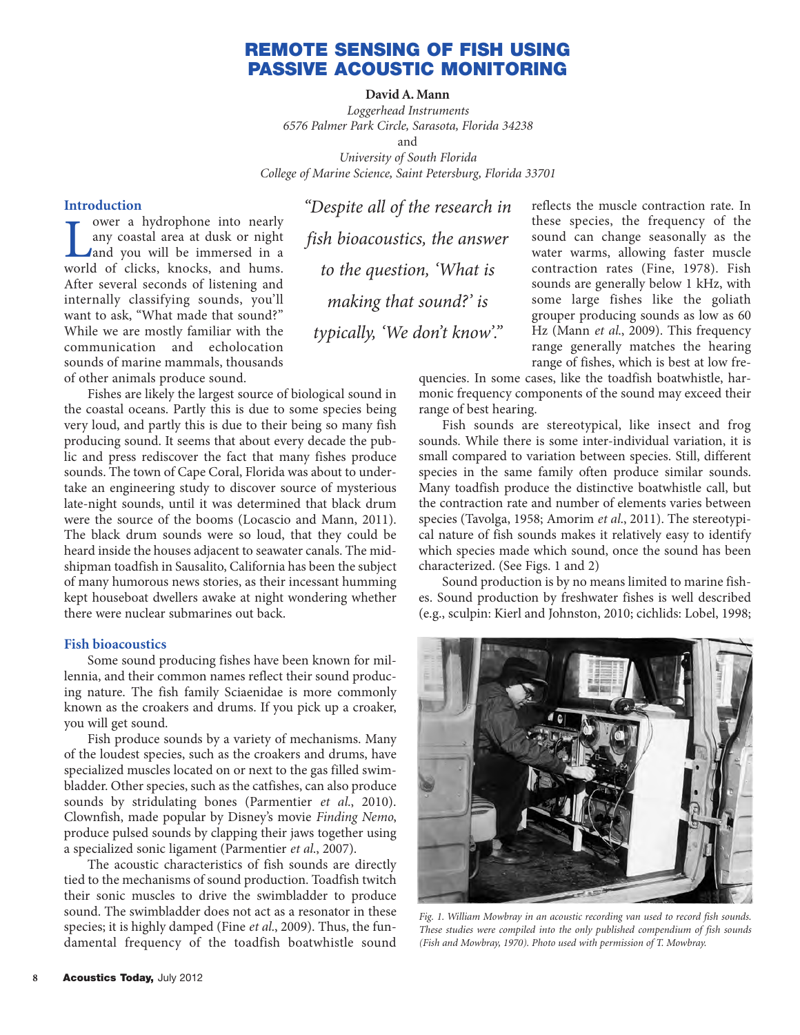# REMOTE SENSING OF FISH USING PASSIVE ACOUSTIC MONITORING

**David A. Mann**

*Loggerhead Instruments*
*6576 Palmer Park Circle, Sarasota, Florida 34238*
and
*University of South Florida*
*College of Marine Science, Saint Petersburg, Florida 33701*

## Introduction

Lower a hydrophone into nearly any coastal area at dusk or night and you will be immersed in a world of clicks, knocks, and hums. After several seconds of listening and internally classifying sounds, you'll want to ask, "What made that sound?" While we are mostly familiar with the communication and echolocation sounds of marine mammals, thousands of other animals produce sound.

Fishes are likely the largest source of biological sound in the coastal oceans. Partly this is due to some species being very loud, and partly this is due to their being so many fish producing sound. It seems that about every decade the public and press rediscover the fact that many fishes produce sounds. The town of Cape Coral, Florida was about to undertake an engineering study to discover source of mysterious late-night sounds, until it was determined that black drum were the source of the booms (Locascio and Mann, 2011). The black drum sounds were so loud, that they could be heard inside the houses adjacent to seawater canals. The midshipman toadfish in Sausalito, California has been the subject of many humorous news stories, as their incessant humming kept houseboat dwellers awake at night wondering whether there were nuclear submarines out back.

*"Despite all of the research in fish bioacoustics, the answer to the question, 'What is making that sound?' is typically, 'We don't know'."*

## Fish bioacoustics

Some sound producing fishes have been known for millennia, and their common names reflect their sound producing nature. The fish family Sciaenidae is more commonly known as the croakers and drums. If you pick up a croaker, you will get sound.

Fish produce sounds by a variety of mechanisms. Many of the loudest species, such as the croakers and drums, have specialized muscles located on or next to the gas filled swimbladder. Other species, such as the catfishes, can also produce sounds by stridulating bones (Parmentier *et al.*, 2010). Clownfish, made popular by Disney's movie *Finding Nemo*, produce pulsed sounds by clapping their jaws together using a specialized sonic ligament (Parmentier *et al.*, 2007).

The acoustic characteristics of fish sounds are directly tied to the mechanisms of sound production. Toadfish twitch their sonic muscles to drive the swimbladder to produce sound. The swimbladder does not act as a resonator in these species; it is highly damped (Fine *et al.*, 2009). Thus, the fundamental frequency of the toadfish boatwhistle sound reflects the muscle contraction rate. In these species, the frequency of the sound can change seasonally as the water warms, allowing faster muscle contraction rates (Fine, 1978). Fish sounds are generally below 1 kHz, with some large fishes like the goliath grouper producing sounds as low as 60 Hz (Mann *et al.*, 2009). This frequency range generally matches the hearing range of fishes, which is best at low frequencies. In some cases, like the toadfish boatwhistle, harmonic frequency components of the sound may exceed their range of best hearing.

Fish sounds are stereotypical, like insect and frog sounds. While there is some inter-individual variation, it is small compared to variation between species. Still, different species in the same family often produce similar sounds. Many toadfish produce the distinctive boatwhistle call, but the contraction rate and number of elements varies between species (Tavolga, 1958; Amorim *et al.*, 2011). The stereotypical nature of fish sounds makes it relatively easy to identify which species made which sound, once the sound has been characterized. (See Figs. 1 and 2)

Sound production is by no means limited to marine fishes. Sound production by freshwater fishes is well described (e.g., sculpin: Kierl and Johnston, 2010; cichlids: Lobel, 1998;

*Fig. 1. William Mowbray in an acoustic recording van used to record fish sounds. These studies were compiled into the only published compendium of fish sounds (Fish and Mowbray, 1970). Photo used with permission of T. Mowbray.*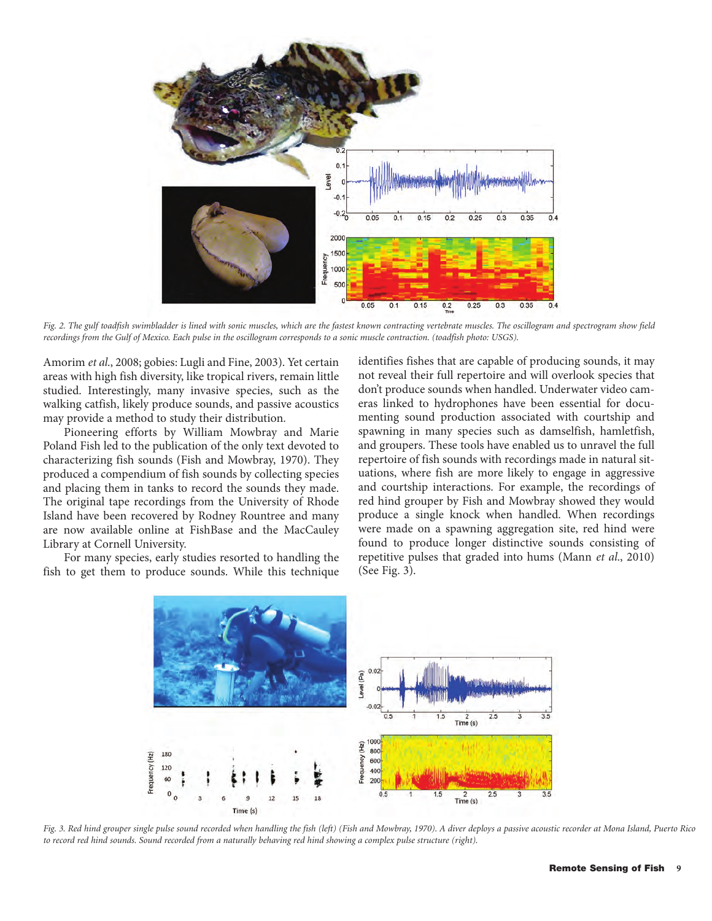0.2
0.1
0
-0.1
-0.2
Level
0
0.05
0.1
0.15
0.2
0.25
0.3
0.35
0.4

2000
1500
1000
500
0
Frequency
0.05
0.1
0.15
0.2
0.25
0.3
0.35
0.4
Time

*Fig. 2. The gulf toadfish swimbladder is lined with sonic muscles, which are the fastest known contracting vertebrate muscles. The oscillogram and spectrogram show field recordings from the Gulf of Mexico. Each pulse in the oscillogram corresponds to a sonic muscle contraction. (toadfish photo: USGS).*

Amorim *et al.*, 2008; gobies: Lugli and Fine, 2003). Yet certain areas with high fish diversity, like tropical rivers, remain little studied. Interestingly, many invasive species, such as the walking catfish, likely produce sounds, and passive acoustics may provide a method to study their distribution.

Pioneering efforts by William Mowbray and Marie Poland Fish led to the publication of the only text devoted to characterizing fish sounds (Fish and Mowbray, 1970). They produced a compendium of fish sounds by collecting species and placing them in tanks to record the sounds they made. The original tape recordings from the University of Rhode Island have been recovered by Rodney Rountree and many are now available online at FishBase and the MacCauley Library at Cornell University.

For many species, early studies resorted to handling the fish to get them to produce sounds. While this technique identifies fishes that are capable of producing sounds, it may not reveal their full repertoire and will overlook species that don't produce sounds when handled. Underwater video cameras linked to hydrophones have been essential for documenting sound production associated with courtship and spawning in many species such as damselfish, hamletfish, and groupers. These tools have enabled us to unravel the full repertoire of fish sounds with recordings made in natural situations, where fish are more likely to engage in aggressive and courtship interactions. For example, the recordings of red hind grouper by Fish and Mowbray showed they would produce a single knock when handled. When recordings were made on a spawning aggregation site, red hind were found to produce longer distinctive sounds consisting of repetitive pulses that graded into hums (Mann *et al.*, 2010) (See Fig. 3).

Frequency (Hz)
180
120
60
0
0
3
6
9
12
15
18
Time (s)

Level (Pa)
0.02
0
-0.02
0.5
1
1.5
2
2.5
3
3.5
Time (s)

Frequency (Hz)
1000
800
600
400
200
0.5
1
1.5
2
2.5
3
3.5
Time (s)

*Fig. 3. Red hind grouper single pulse sound recorded when handling the fish (left) (Fish and Mowbray, 1970). A diver deploys a passive acoustic recorder at Mona Island, Puerto Rico to record red hind sounds. Sound recorded from a naturally behaving red hind showing a complex pulse structure (right).*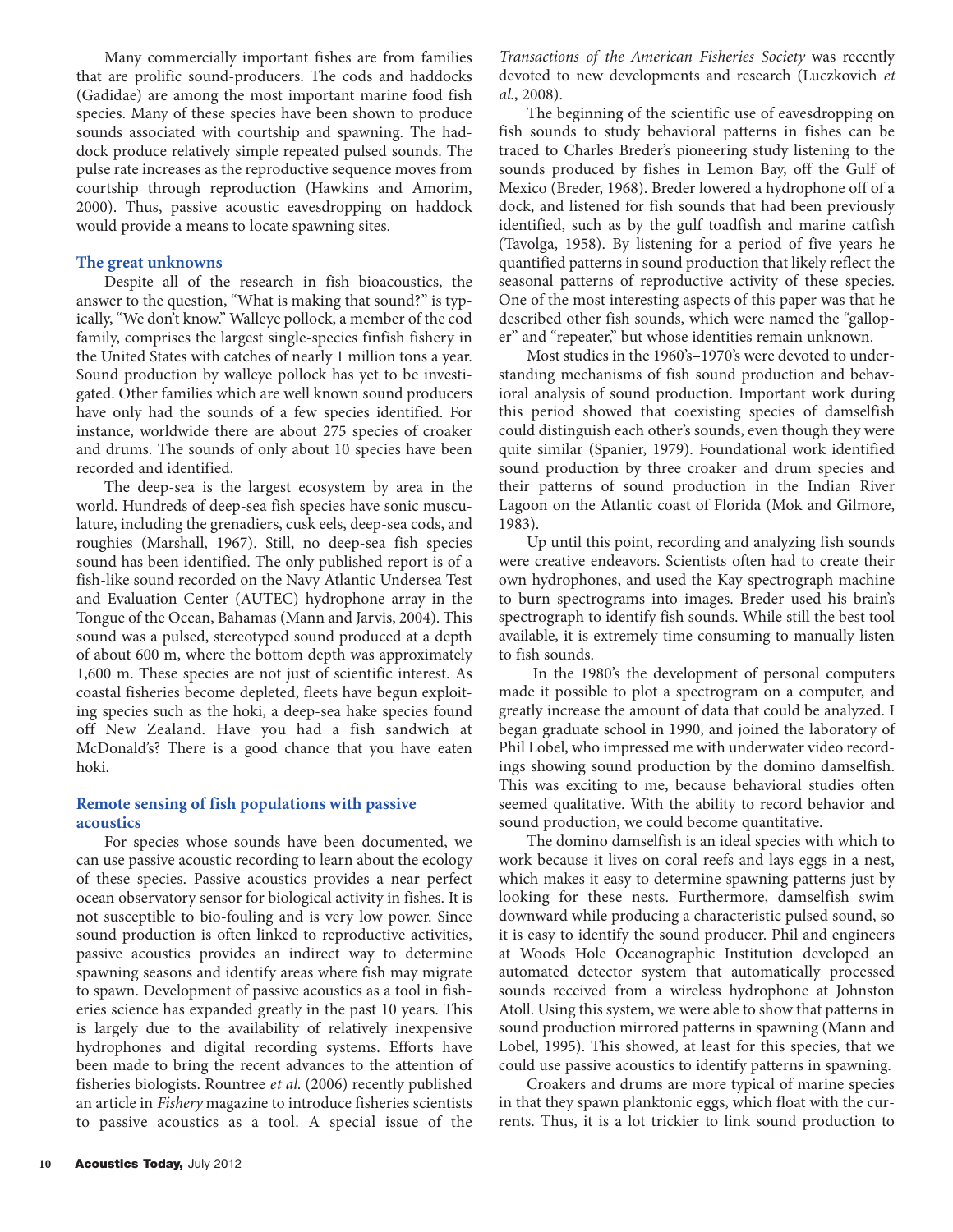Many commercially important fishes are from families that are prolific sound-producers. The cods and haddocks (Gadidae) are among the most important marine food fish species. Many of these species have been shown to produce sounds associated with courtship and spawning. The haddock produce relatively simple repeated pulsed sounds. The pulse rate increases as the reproductive sequence moves from courtship through reproduction (Hawkins and Amorim, 2000). Thus, passive acoustic eavesdropping on haddock would provide a means to locate spawning sites.

## The great unknowns

Despite all of the research in fish bioacoustics, the answer to the question, "What is making that sound?" is typically, "We don't know." Walleye pollock, a member of the cod family, comprises the largest single-species finfish fishery in the United States with catches of nearly 1 million tons a year. Sound production by walleye pollock has yet to be investigated. Other families which are well known sound producers have only had the sounds of a few species identified. For instance, worldwide there are about 275 species of croaker and drums. The sounds of only about 10 species have been recorded and identified.

The deep-sea is the largest ecosystem by area in the world. Hundreds of deep-sea fish species have sonic musculature, including the grenadiers, cusk eels, deep-sea cods, and roughies (Marshall, 1967). Still, no deep-sea fish species sound has been identified. The only published report is of a fish-like sound recorded on the Navy Atlantic Undersea Test and Evaluation Center (AUTEC) hydrophone array in the Tongue of the Ocean, Bahamas (Mann and Jarvis, 2004). This sound was a pulsed, stereotyped sound produced at a depth of about 600 m, where the bottom depth was approximately 1,600 m. These species are not just of scientific interest. As coastal fisheries become depleted, fleets have begun exploiting species such as the hoki, a deep-sea hake species found off New Zealand. Have you had a fish sandwich at McDonald's? There is a good chance that you have eaten hoki.

## Remote sensing of fish populations with passive acoustics

For species whose sounds have been documented, we can use passive acoustic recording to learn about the ecology of these species. Passive acoustics provides a near perfect ocean observatory sensor for biological activity in fishes. It is not susceptible to bio-fouling and is very low power. Since sound production is often linked to reproductive activities, passive acoustics provides an indirect way to determine spawning seasons and identify areas where fish may migrate to spawn. Development of passive acoustics as a tool in fisheries science has expanded greatly in the past 10 years. This is largely due to the availability of relatively inexpensive hydrophones and digital recording systems. Efforts have been made to bring the recent advances to the attention of fisheries biologists. Rountree *et al.* (2006) recently published an article in *Fishery* magazine to introduce fisheries scientists to passive acoustics as a tool. A special issue of the *Transactions of the American Fisheries Society* was recently devoted to new developments and research (Luczkovich *et al.*, 2008).

The beginning of the scientific use of eavesdropping on fish sounds to study behavioral patterns in fishes can be traced to Charles Breder's pioneering study listening to the sounds produced by fishes in Lemon Bay, off the Gulf of Mexico (Breder, 1968). Breder lowered a hydrophone off of a dock, and listened for fish sounds that had been previously identified, such as by the gulf toadfish and marine catfish (Tavolga, 1958). By listening for a period of five years he quantified patterns in sound production that likely reflect the seasonal patterns of reproductive activity of these species. One of the most interesting aspects of this paper was that he described other fish sounds, which were named the "galloper" and "repeater," but whose identities remain unknown.

Most studies in the 1960's–1970's were devoted to understanding mechanisms of fish sound production and behavioral analysis of sound production. Important work during this period showed that coexisting species of damselfish could distinguish each other's sounds, even though they were quite similar (Spanier, 1979). Foundational work identified sound production by three croaker and drum species and their patterns of sound production in the Indian River Lagoon on the Atlantic coast of Florida (Mok and Gilmore, 1983).

Up until this point, recording and analyzing fish sounds were creative endeavors. Scientists often had to create their own hydrophones, and used the Kay spectrograph machine to burn spectrograms into images. Breder used his brain's spectrograph to identify fish sounds. While still the best tool available, it is extremely time consuming to manually listen to fish sounds.

In the 1980's the development of personal computers made it possible to plot a spectrogram on a computer, and greatly increase the amount of data that could be analyzed. I began graduate school in 1990, and joined the laboratory of Phil Lobel, who impressed me with underwater video recordings showing sound production by the domino damselfish. This was exciting to me, because behavioral studies often seemed qualitative. With the ability to record behavior and sound production, we could become quantitative.

The domino damselfish is an ideal species with which to work because it lives on coral reefs and lays eggs in a nest, which makes it easy to determine spawning patterns just by looking for these nests. Furthermore, damselfish swim downward while producing a characteristic pulsed sound, so it is easy to identify the sound producer. Phil and engineers at Woods Hole Oceanographic Institution developed an automated detector system that automatically processed sounds received from a wireless hydrophone at Johnston Atoll. Using this system, we were able to show that patterns in sound production mirrored patterns in spawning (Mann and Lobel, 1995). This showed, at least for this species, that we could use passive acoustics to identify patterns in spawning.

Croakers and drums are more typical of marine species in that they spawn planktonic eggs, which float with the currents. Thus, it is a lot trickier to link sound production to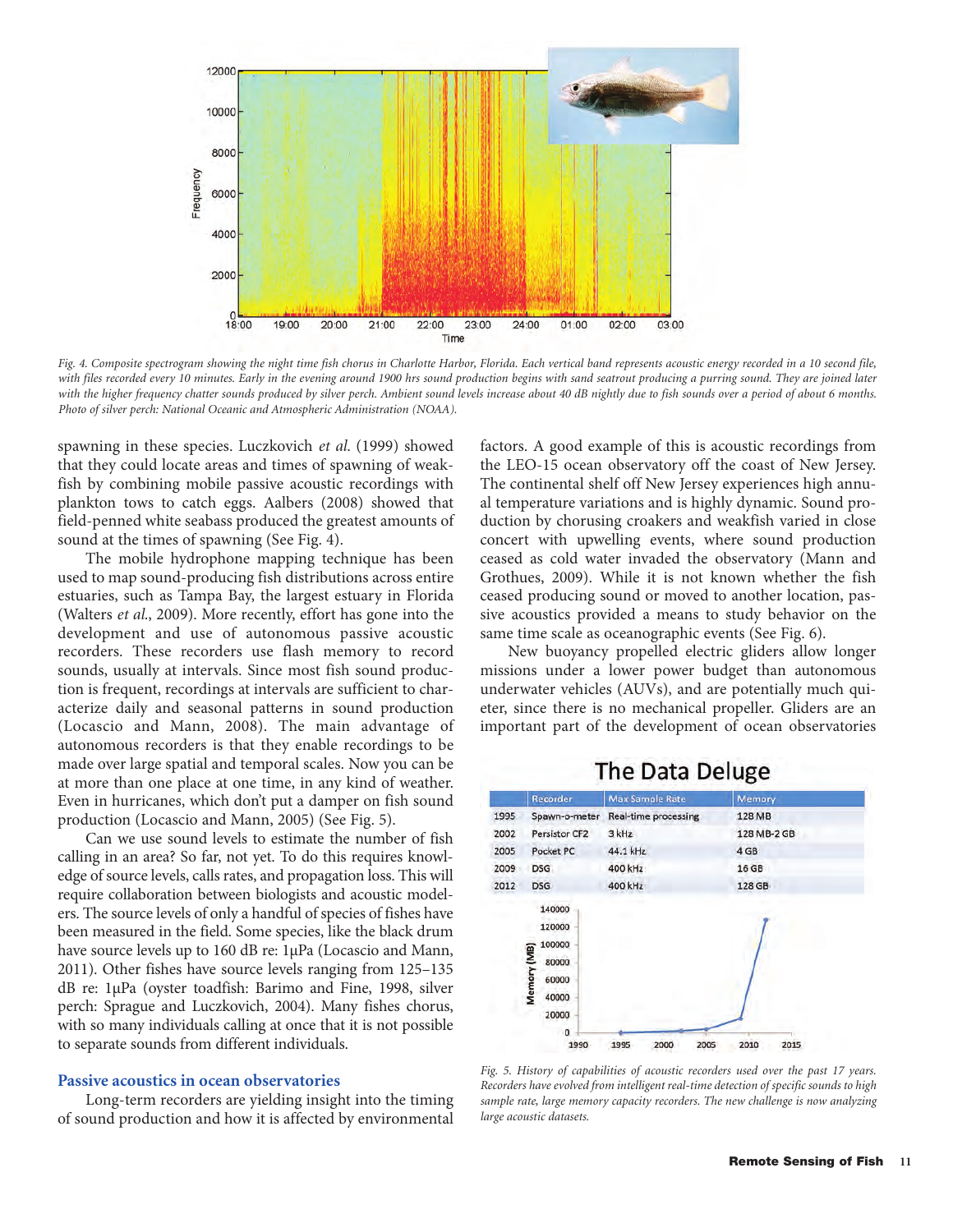*Fig. 4. Composite spectrogram showing the night time fish chorus in Charlotte Harbor, Florida. Each vertical band represents acoustic energy recorded in a 10 second file, with files recorded every 10 minutes. Early in the evening around 1900 hrs sound production begins with sand seatrout producing a purring sound. They are joined later with the higher frequency chatter sounds produced by silver perch. Ambient sound levels increase about 40 dB nightly due to fish sounds over a period of about 6 months. Photo of silver perch: National Oceanic and Atmospheric Administration (NOAA).*

spawning in these species. Luczkovich *et al.* (1999) showed that they could locate areas and times of spawning of weakfish by combining mobile passive acoustic recordings with plankton tows to catch eggs. Aalbers (2008) showed that field-penned white seabass produced the greatest amounts of sound at the times of spawning (See Fig. 4).

The mobile hydrophone mapping technique has been used to map sound-producing fish distributions across entire estuaries, such as Tampa Bay, the largest estuary in Florida (Walters *et al.*, 2009). More recently, effort has gone into the development and use of autonomous passive acoustic recorders. These recorders use flash memory to record sounds, usually at intervals. Since most fish sound production is frequent, recordings at intervals are sufficient to characterize daily and seasonal patterns in sound production (Locascio and Mann, 2008). The main advantage of autonomous recorders is that they enable recordings to be made over large spatial and temporal scales. Now you can be at more than one place at one time, in any kind of weather. Even in hurricanes, which don't put a damper on fish sound production (Locascio and Mann, 2005) (See Fig. 5).

Can we use sound levels to estimate the number of fish calling in an area? So far, not yet. To do this requires knowledge of source levels, calls rates, and propagation loss. This will require collaboration between biologists and acoustic modelers. The source levels of only a handful of species of fishes have been measured in the field. Some species, like the black drum have source levels up to 160 dB re: 1μPa (Locascio and Mann, 2011). Other fishes have source levels ranging from 125–135 dB re: 1μPa (oyster toadfish: Barimo and Fine, 1998, silver perch: Sprague and Luczkovich, 2004). Many fishes chorus, with so many individuals calling at once that it is not possible to separate sounds from different individuals.

## Passive acoustics in ocean observatories

Long-term recorders are yielding insight into the timing of sound production and how it is affected by environmental factors. A good example of this is acoustic recordings from the LEO-15 ocean observatory off the coast of New Jersey. The continental shelf off New Jersey experiences high annual temperature variations and is highly dynamic. Sound production by chorusing croakers and weakfish varied in close concert with upwelling events, where sound production ceased as cold water invaded the observatory (Mann and Grothues, 2009). While it is not known whether the fish ceased producing sound or moved to another location, passive acoustics provided a means to study behavior on the same time scale as oceanographic events (See Fig. 6).

New buoyancy propelled electric gliders allow longer missions under a lower power budget than autonomous underwater vehicles (AUVs), and are potentially much quieter, since there is no mechanical propeller. Gliders are an important part of the development of ocean observatories

**The Data Deluge**

| | Recorder | Max Sample Rate | Memory |
|---|---|---|---|
| 1995 | Spawn-o-meter | Real-time processing | 128 MB |
| 2002 | Persistor CF2 | 3 kHz | 128 MB-2 GB |
| 2005 | Pocket PC | 44.1 kHz | 4 GB |
| 2009 | DSG | 400 kHz | 16 GB |
| 2012 | DSG | 400 kHz | 128 GB |

*Fig. 5. History of capabilities of acoustic recorders used over the past 17 years. Recorders have evolved from intelligent real-time detection of specific sounds to high sample rate, large memory capacity recorders. The new challenge is now analyzing large acoustic datasets.*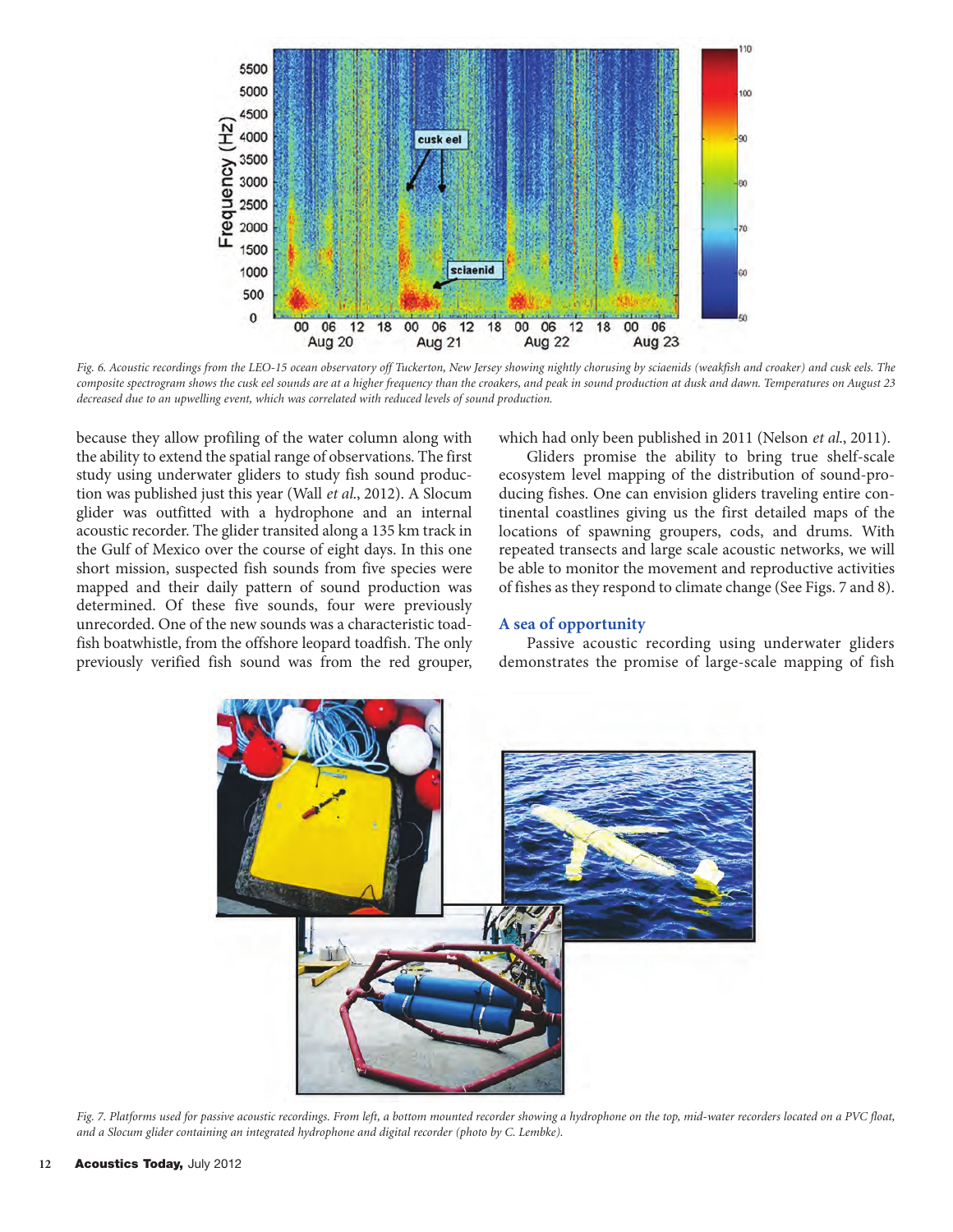Fig. 6. Acoustic recordings from the LEO-15 ocean observatory off Tuckerton, New Jersey showing nightly chorusing by sciaenids (weakfish and croaker) and cusk eels. The composite spectrogram shows the cusk eel sounds are at a higher frequency than the croakers, and peak in sound production at dusk and dawn. Temperatures on August 23 decreased due to an upwelling event, which was correlated with reduced levels of sound production.

because they allow profiling of the water column along with the ability to extend the spatial range of observations. The first study using underwater gliders to study fish sound production was published just this year (Wall *et al*., 2012). A Slocum glider was outfitted with a hydrophone and an internal acoustic recorder. The glider transited along a 135 km track in the Gulf of Mexico over the course of eight days. In this one short mission, suspected fish sounds from five species were mapped and their daily pattern of sound production was determined. Of these five sounds, four were previously unrecorded. One of the new sounds was a characteristic toadfish boatwhistle, from the offshore leopard toadfish. The only previously verified fish sound was from the red grouper, which had only been published in 2011 (Nelson *et al*., 2011).

Gliders promise the ability to bring true shelf-scale ecosystem level mapping of the distribution of sound-producing fishes. One can envision gliders traveling entire continental coastlines giving us the first detailed maps of the locations of spawning groupers, cods, and drums. With repeated transects and large scale acoustic networks, we will be able to monitor the movement and reproductive activities of fishes as they respond to climate change (See Figs. 7 and 8).

## A sea of opportunity

Passive acoustic recording using underwater gliders demonstrates the promise of large-scale mapping of fish

Fig. 7. Platforms used for passive acoustic recordings. From left, a bottom mounted recorder showing a hydrophone on the top, mid-water recorders located on a PVC float, and a Slocum glider containing an integrated hydrophone and digital recorder (photo by C. Lembke).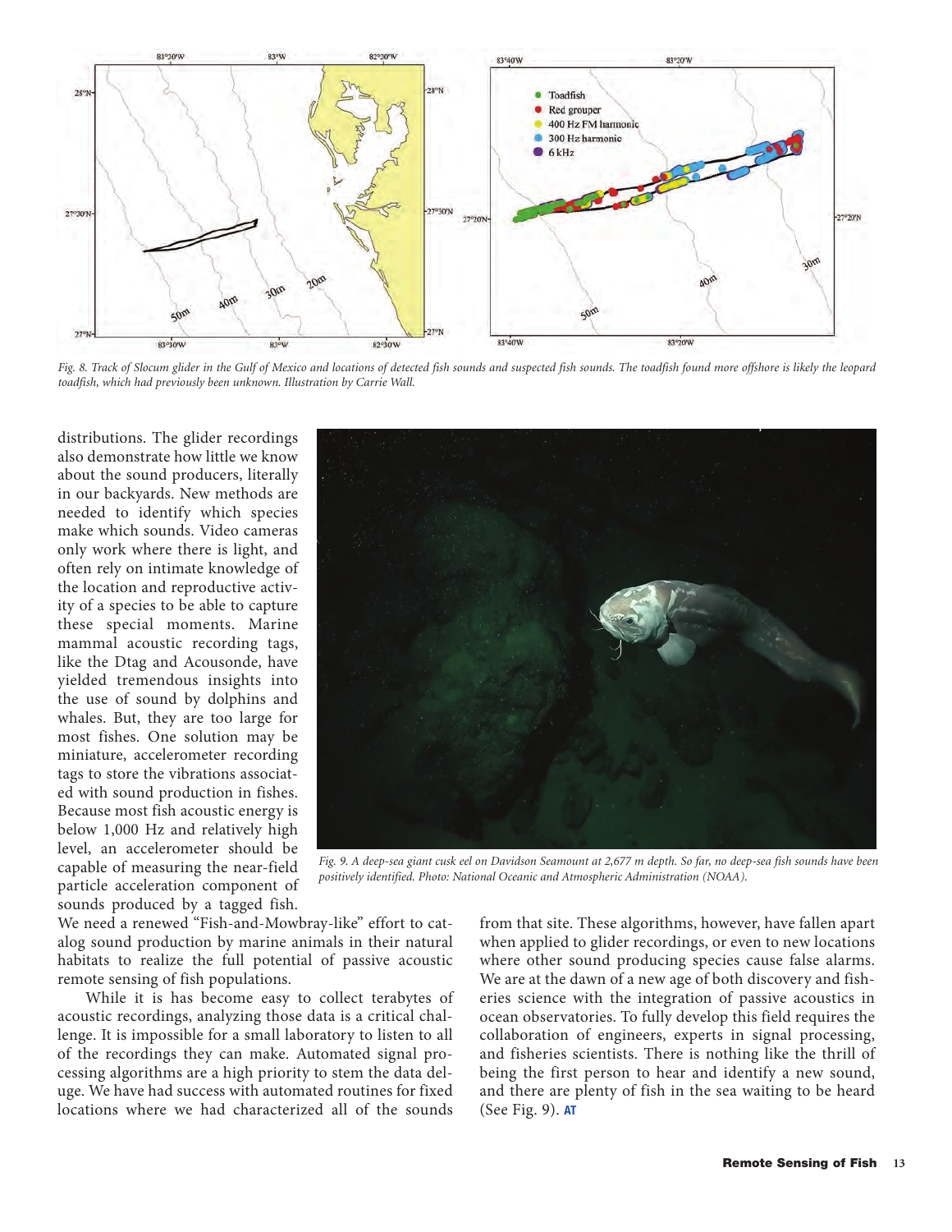Fig. 8. Track of Slocum glider in the Gulf of Mexico and locations of detected fish sounds and suspected fish sounds. The toadfish found more offshore is likely the leopard toadfish, which had previously been unknown. Illustration by Carrie Wall.

distributions. The glider recordings also demonstrate how little we know about the sound producers, literally in our backyards. New methods are needed to identify which species make which sounds. Video cameras only work where there is light, and often rely on intimate knowledge of the location and reproductive activity of a species to be able to capture these special moments. Marine mammal acoustic recording tags, like the Dtag and Acousonde, have yielded tremendous insights into the use of sound by dolphins and whales. But, they are too large for most fishes. One solution may be miniature, accelerometer recording tags to store the vibrations associated with sound production in fishes. Because most fish acoustic energy is below 1,000 Hz and relatively high level, an accelerometer should be capable of measuring the near-field particle acceleration component of sounds produced by a tagged fish. We need a renewed "Fish-and-Mowbray-like" effort to catalog sound production by marine animals in their natural habitats to realize the full potential of passive acoustic remote sensing of fish populations.

While it is has become easy to collect terabytes of acoustic recordings, analyzing those data is a critical challenge. It is impossible for a small laboratory to listen to all of the recordings they can make. Automated signal processing algorithms are a high priority to stem the data deluge. We have had success with automated routines for fixed locations where we had characterized all of the sounds from that site. These algorithms, however, have fallen apart when applied to glider recordings, or even to new locations where other sound producing species cause false alarms. We are at the dawn of a new age of both discovery and fisheries science with the integration of passive acoustics in ocean observatories. To fully develop this field requires the collaboration of engineers, experts in signal processing, and fisheries scientists. There is nothing like the thrill of being the first person to hear and identify a new sound, and there are plenty of fish in the sea waiting to be heard (See Fig. 9). **AT**

Fig. 9. A deep-sea giant cusk eel on Davidson Seamount at 2,677 m depth. So far, no deep-sea fish sounds have been positively identified. Photo: National Oceanic and Atmospheric Administration (NOAA).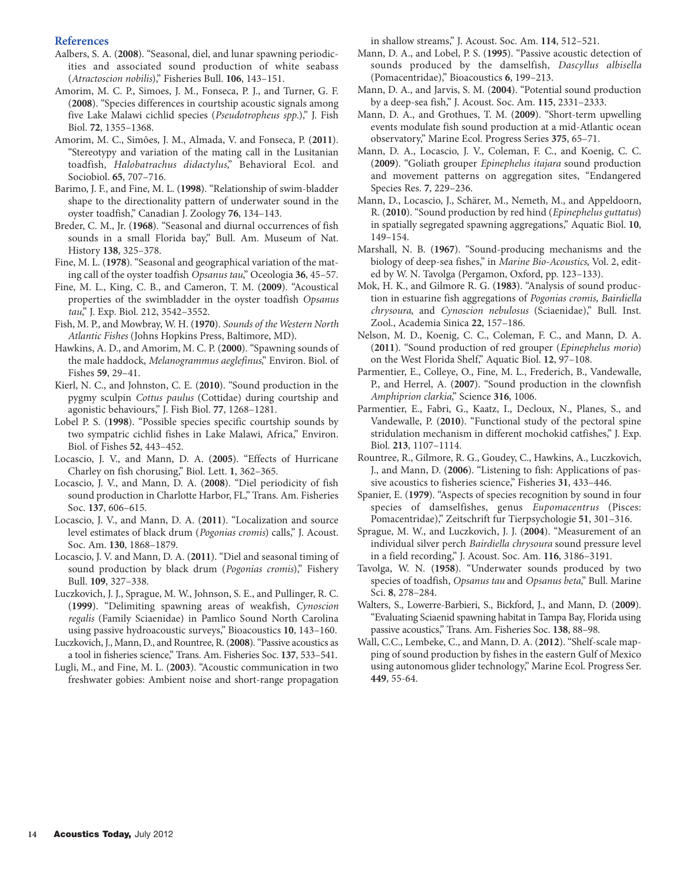## References

Aalbers, S. A. (**2008**). "Seasonal, diel, and lunar spawning periodicities and associated sound production of white seabass (*Atractoscion nobilis*)," Fisheries Bull. **106**, 143–151.

Amorim, M. C. P., Simoes, J. M., Fonseca, P. J., and Turner, G. F. (**2008**). "Species differences in courtship acoustic signals among five Lake Malawi cichlid species (*Pseudotropheus spp.*)," J. Fish Biol. **72**, 1355–1368.

Amorim, M. C., Simões, J. M., Almada, V. and Fonseca, P. (**2011**). "Stereotypy and variation of the mating call in the Lusitanian toadfish, *Halobatrachus didactylus*," Behavioral Ecol. and Sociobiol. **65**, 707–716.

Barimo, J. F., and Fine, M. L. (**1998**). "Relationship of swim-bladder shape to the directionality pattern of underwater sound in the oyster toadfish," Canadian J. Zoology **76**, 134–143.

Breder, C. M., Jr. (**1968**). "Seasonal and diurnal occurrences of fish sounds in a small Florida bay," Bull. Am. Museum of Nat. History **138**, 325–378.

Fine, M. L. (**1978**). "Seasonal and geographical variation of the mating call of the oyster toadfish *Opsanus tau*," Oceologia **36**, 45–57.

Fine, M. L., King, C. B., and Cameron, T. M. (**2009**). "Acoustical properties of the swimbladder in the oyster toadfish *Opsanus tau*," J. Exp. Biol. 212, 3542–3552.

Fish, M. P., and Mowbray, W. H. (**1970**). *Sounds of the Western North Atlantic Fishes* (Johns Hopkins Press, Baltimore, MD).

Hawkins, A. D., and Amorim, M. C. P. (**2000**). "Spawning sounds of the male haddock, *Melanogrammus aeglefinus*," Environ. Biol. of Fishes **59**, 29–41.

Kierl, N. C., and Johnston, C. E. (**2010**). "Sound production in the pygmy sculpin *Cottus paulus* (Cottidae) during courtship and agonistic behaviours," J. Fish Biol. **77**, 1268–1281.

Lobel P. S. (**1998**). "Possible species specific courtship sounds by two sympatric cichlid fishes in Lake Malawi, Africa," Environ. Biol. of Fishes **52**, 443–452.

Locascio, J. V., and Mann, D. A. (**2005**). "Effects of Hurricane Charley on fish chorusing," Biol. Lett. **1**, 362–365.

Locascio, J. V., and Mann, D. A. (**2008**). "Diel periodicity of fish sound production in Charlotte Harbor, FL," Trans. Am. Fisheries Soc. **137**, 606–615.

Locascio, J. V., and Mann, D. A. (**2011**). "Localization and source level estimates of black drum (*Pogonias cromis*) calls," J. Acoust. Soc. Am. **130**, 1868–1879.

Locascio, J. V. and Mann, D. A. (**2011**). "Diel and seasonal timing of sound production by black drum (*Pogonias cromis*)," Fishery Bull. **109**, 327–338.

Luczkovich, J. J., Sprague, M. W., Johnson, S. E., and Pullinger, R. C. (**1999**). "Delimiting spawning areas of weakfish, *Cynoscion regalis* (Family Sciaenidae) in Pamlico Sound North Carolina using passive hydroacoustic surveys," Bioacoustics **10**, 143–160.

Luczkovich, J., Mann, D., and Rountree, R. (**2008**). "Passive acoustics as a tool in fisheries science," Trans. Am. Fisheries Soc. **137**, 533–541.

Lugli, M., and Fine, M. L. (**2003**). "Acoustic communication in two freshwater gobies: Ambient noise and short-range propagation in shallow streams," J. Acoust. Soc. Am. **114**, 512–521.

Mann, D. A., and Lobel, P. S. (**1995**). "Passive acoustic detection of sounds produced by the damselfish, *Dascyllus albisella* (Pomacentridae)," Bioacoustics **6**, 199–213.

Mann, D. A., and Jarvis, S. M. (**2004**). "Potential sound production by a deep-sea fish," J. Acoust. Soc. Am. **115**, 2331–2333.

Mann, D. A., and Grothues, T. M. (**2009**). "Short-term upwelling events modulate fish sound production at a mid-Atlantic ocean observatory," Marine Ecol. Progress Series **375**, 65–71.

Mann, D. A., Locascio, J. V., Coleman, F. C., and Koenig, C. C. (**2009**). "Goliath grouper *Epinephelus itajara* sound production and movement patterns on aggregation sites, "Endangered Species Res. **7**, 229–236.

Mann, D., Locascio, J., Schärer, M., Nemeth, M., and Appeldoorn, R. (**2010**). "Sound production by red hind (*Epinephelus guttatus*) in spatially segregated spawning aggregations," Aquatic Biol. **10**, 149–154.

Marshall, N. B. (**1967**). "Sound-producing mechanisms and the biology of deep-sea fishes," in *Marine Bio-Acoustics*, Vol. 2, edited by W. N. Tavolga (Pergamon, Oxford, pp. 123–133).

Mok, H. K., and Gilmore R. G. (**1983**). "Analysis of sound production in estuarine fish aggregations of *Pogonias cromis, Bairdiella chrysoura*, and *Cynoscion nebulosus* (Sciaenidae)," Bull. Inst. Zool., Academia Sinica **22**, 157–186.

Nelson, M. D., Koenig, C. C., Coleman, F. C., and Mann, D. A. (**2011**). "Sound production of red grouper (*Epinephelus morio*) on the West Florida Shelf," Aquatic Biol. **12**, 97–108.

Parmentier, E., Colleye, O., Fine, M. L., Frederich, B., Vandewalle, P., and Herrel, A. (**2007**). "Sound production in the clownfish *Amphiprion clarkia*," Science **316**, 1006.

Parmentier, E., Fabri, G., Kaatz, I., Decloux, N., Planes, S., and Vandewalle, P. (**2010**). "Functional study of the pectoral spine stridulation mechanism in different mochokid catfishes," J. Exp. Biol. **213**, 1107–1114.

Rountree, R., Gilmore, R. G., Goudey, C., Hawkins, A., Luczkovich, J., and Mann, D. (**2006**). "Listening to fish: Applications of passive acoustics to fisheries science," Fisheries **31**, 433–446.

Spanier, E. (**1979**). "Aspects of species recognition by sound in four species of damselfishes, genus *Eupomacentrus* (Pisces: Pomacentridae)," Zeitschrift fur Tierpsychologie **51**, 301–316.

Sprague, M. W., and Luczkovich, J. J. (**2004**). "Measurement of an individual silver perch *Bairdiella chrysoura* sound pressure level in a field recording," J. Acoust. Soc. Am. **116**, 3186–3191.

Tavolga, W. N. (**1958**). "Underwater sounds produced by two species of toadfish, *Opsanus tau* and *Opsanus beta*," Bull. Marine Sci. **8**, 278–284.

Walters, S., Lowerre-Barbieri, S., Bickford, J., and Mann, D. (**2009**). "Evaluating Sciaenid spawning habitat in Tampa Bay, Florida using passive acoustics," Trans. Am. Fisheries Soc. **138**, 88–98.

Wall, C.C., Lembeke, C., and Mann, D. A. (**2012**). "Shelf-scale mapping of sound production by fishes in the eastern Gulf of Mexico using autonomous glider technology," Marine Ecol. Progress Ser. **449**, 55-64.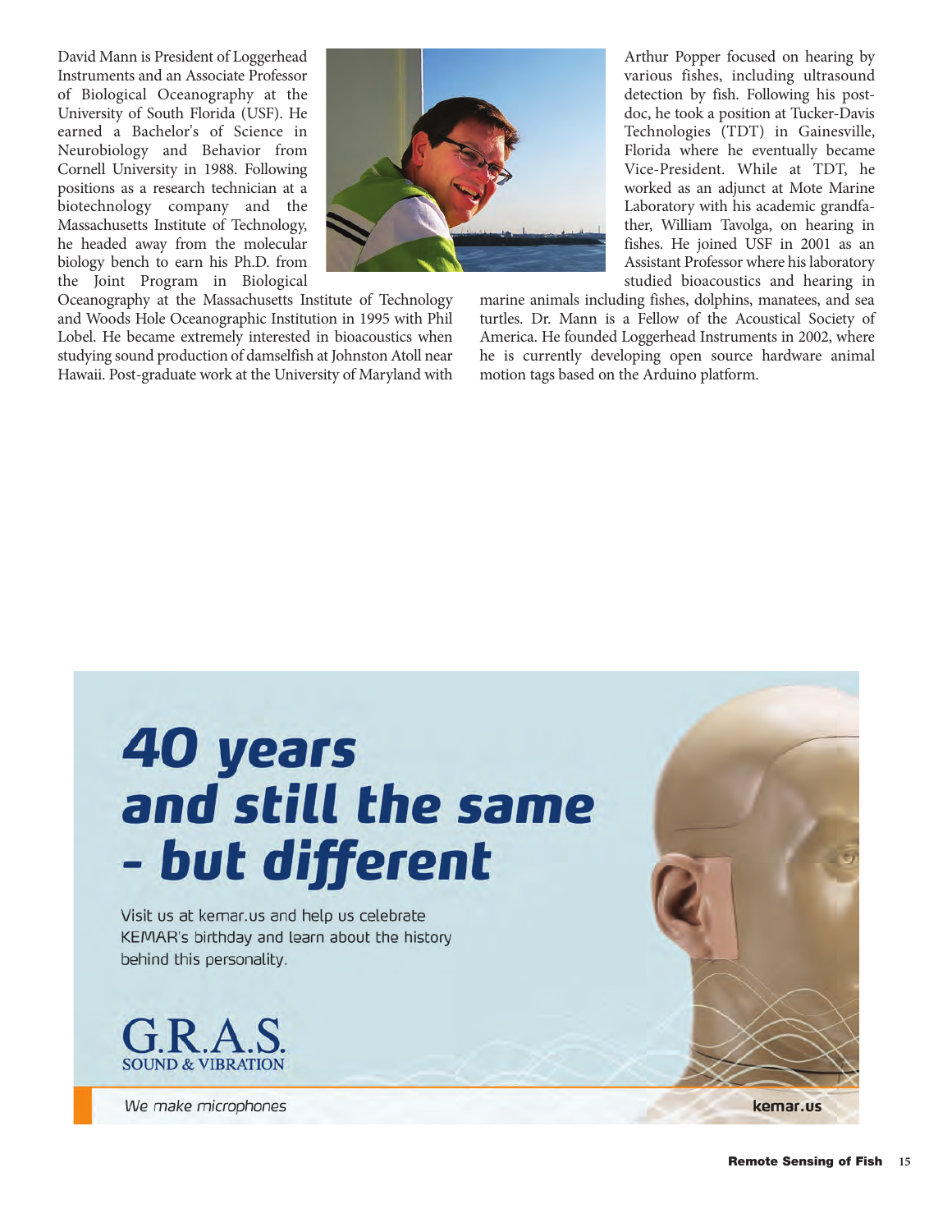David Mann is President of Loggerhead Instruments and an Associate Professor of Biological Oceanography at the University of South Florida (USF). He earned a Bachelor's of Science in Neurobiology and Behavior from Cornell University in 1988. Following positions as a research technician at a biotechnology company and the Massachusetts Institute of Technology, he headed away from the molecular biology bench to earn his Ph.D. from the Joint Program in Biological Oceanography at the Massachusetts Institute of Technology and Woods Hole Oceanographic Institution in 1995 with Phil Lobel. He became extremely interested in bioacoustics when studying sound production of damselfish at Johnston Atoll near Hawaii. Post-graduate work at the University of Maryland with Arthur Popper focused on hearing by various fishes, including ultrasound detection by fish. Following his post-doc, he took a position at Tucker-Davis Technologies (TDT) in Gainesville, Florida where he eventually became Vice-President. While at TDT, he worked as an adjunct at Mote Marine Laboratory with his academic grandfather, William Tavolga, on hearing in fishes. He joined USF in 2001 as an Assistant Professor where his laboratory studied bioacoustics and hearing in marine animals including fishes, dolphins, manatees, and sea turtles. Dr. Mann is a Fellow of the Acoustical Society of America. He founded Loggerhead Instruments in 2002, where he is currently developing open source hardware animal motion tags based on the Arduino platform.

**40 years and still the same - but different**

Visit us at kemar.us and help us celebrate KEMAR's birthday and learn about the history behind this personality.

G.R.A.S. SOUND & VIBRATION

*We make microphones*

kemar.us